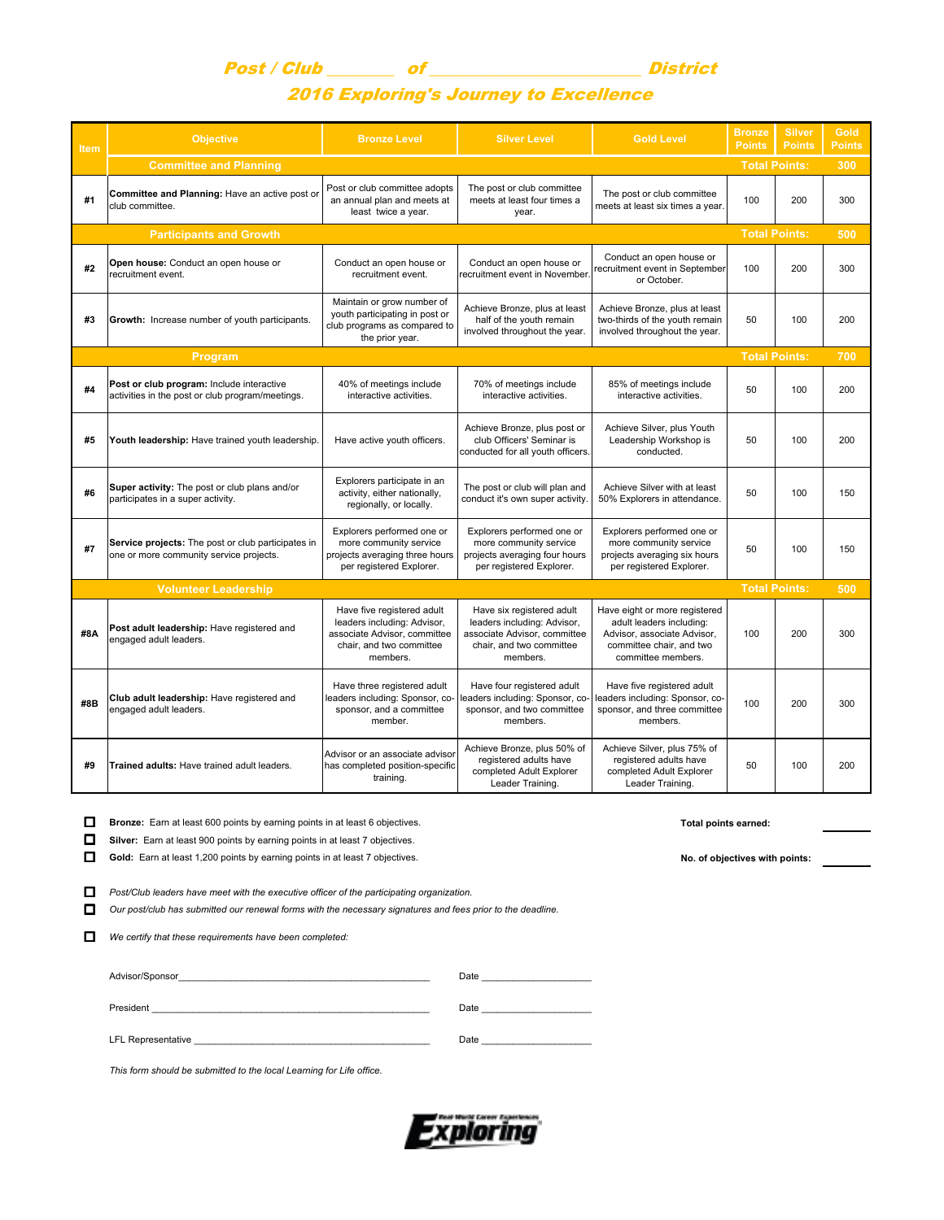# Post / Club _______ of _______________________ District

## 2016 Exploring's Journey to Excellence

| Item | Objective | Bronze Level | Silver Level | Gold Level | Bronze Points | Silver Points | Gold Points |
|---|---|---|---|---|---|---|---|
| | **Committee and Planning** | | | | **Total Points:** | | **300** |
| #1 | **Committee and Planning:** Have an active post or club committee. | Post or club committee adopts an annual plan and meets at least twice a year. | The post or club committee meets at least four times a year. | The post or club committee meets at least six times a year. | 100 | 200 | 300 |
| | **Participants and Growth** | | | | **Total Points:** | | **500** |
| #2 | **Open house:** Conduct an open house or recruitment event. | Conduct an open house or recruitment event. | Conduct an open house or recruitment event in November. | Conduct an open house or recruitment event in September or October. | 100 | 200 | 300 |
| #3 | **Growth:** Increase number of youth participants. | Maintain or grow number of youth participating in post or club programs as compared to the prior year. | Achieve Bronze, plus at least half of the youth remain involved throughout the year. | Achieve Bronze, plus at least two-thirds of the youth remain involved throughout the year. | 50 | 100 | 200 |
| | **Program** | | | | **Total Points:** | | **700** |
| #4 | **Post or club program:** Include interactive activities in the post or club program/meetings. | 40% of meetings include interactive activities. | 70% of meetings include interactive activities. | 85% of meetings include interactive activities. | 50 | 100 | 200 |
| #5 | **Youth leadership:** Have trained youth leadership. | Have active youth officers. | Achieve Bronze, plus post or club Officers' Seminar is conducted for all youth officers. | Achieve Silver, plus Youth Leadership Workshop is conducted. | 50 | 100 | 200 |
| #6 | **Super activity:** The post or club plans and/or participates in a super activity. | Explorers participate in an activity, either nationally, regionally, or locally. | The post or club will plan and conduct it's own super activity. | Achieve Silver with at least 50% Explorers in attendance. | 50 | 100 | 150 |
| #7 | **Service projects:** The post or club participates in one or more community service projects. | Explorers performed one or more community service projects averaging three hours per registered Explorer. | Explorers performed one or more community service projects averaging four hours per registered Explorer. | Explorers performed one or more community service projects averaging six hours per registered Explorer. | 50 | 100 | 150 |
| | **Volunteer Leadership** | | | | **Total Points:** | | **500** |
| #8A | **Post adult leadership:** Have registered and engaged adult leaders. | Have five registered adult leaders including: Advisor, associate Advisor, committee chair, and two committee members. | Have six registered adult leaders including: Advisor, associate Advisor, committee chair, and two committee members. | Have eight or more registered adult leaders including: Advisor, associate Advisor, committee chair, and two committee members. | 100 | 200 | 300 |
| #8B | **Club adult leadership:** Have registered and engaged adult leaders. | Have three registered adult leaders including: Sponsor, co-sponsor, and a committee member. | Have four registered adult leaders including: Sponsor, co-sponsor, and two committee members. | Have five registered adult leaders including: Sponsor, co-sponsor, and three committee members. | 100 | 200 | 300 |
| #9 | **Trained adults:** Have trained adult leaders. | Advisor or an associate advisor has completed position-specific training. | Achieve Bronze, plus 50% of registered adults have completed Adult Explorer Leader Training. | Achieve Silver, plus 75% of registered adults have completed Adult Explorer Leader Training. | 50 | 100 | 200 |

- ☐ **Bronze:** Earn at least 600 points by earning points in at least 6 objectives.
- ☐ **Silver:** Earn at least 900 points by earning points in at least 7 objectives.
- ☐ **Gold:** Earn at least 1,200 points by earning points in at least 7 objectives.

**Total points earned:** _______

**No. of objectives with points:** _______

- ☐ *Post/Club leaders have meet with the executive officer of the participating organization.*
- ☐ *Our post/club has submitted our renewal forms with the necessary signatures and fees prior to the deadline.*

- ☐ *We certify that these requirements have been completed:*

Advisor/Sponsor _______________________________________ Date ________________

President _______________________________________ Date ________________

LFL Representative _______________________________________ Date ________________

*This form should be submitted to the local Learning for Life office.*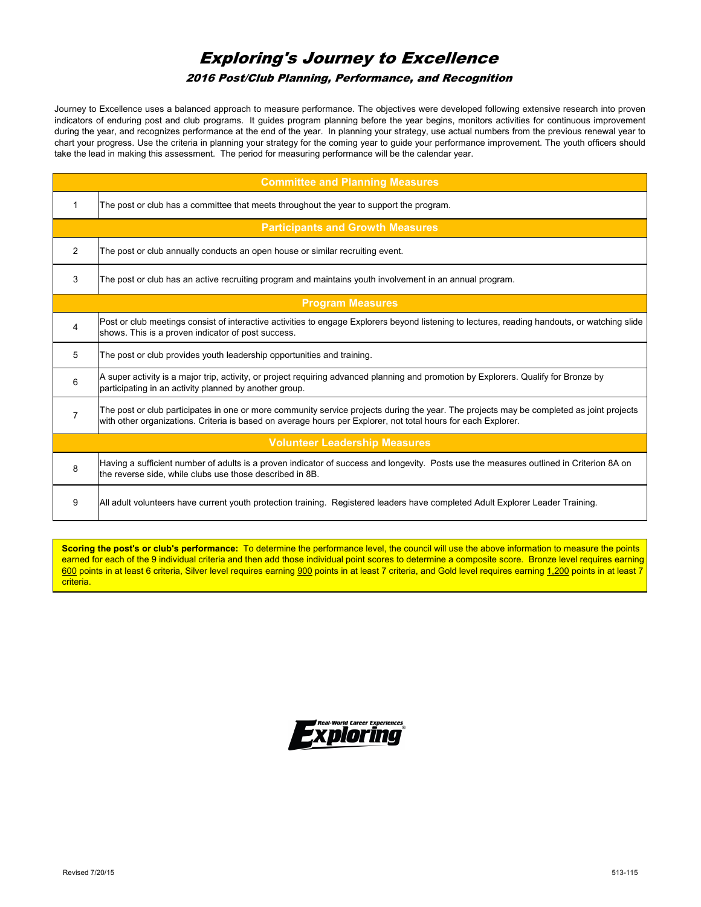# *Exploring's Journey to Excellence*

### *2016 Post/Club Planning, Performance, and Recognition*

Journey to Excellence uses a balanced approach to measure performance. The objectives were developed following extensive research into proven indicators of enduring post and club programs. It guides program planning before the year begins, monitors activities for continuous improvement during the year, and recognizes performance at the end of the year. In planning your strategy, use actual numbers from the previous renewal year to chart your progress. Use the criteria in planning your strategy for the coming year to guide your performance improvement. The youth officers should take the lead in making this assessment. The period for measuring performance will be the calendar year.

| | |
|---|---|
| **Committee and Planning Measures** | |
| 1 | The post or club has a committee that meets throughout the year to support the program. |
| **Participants and Growth Measures** | |
| 2 | The post or club annually conducts an open house or similar recruiting event. |
| 3 | The post or club has an active recruiting program and maintains youth involvement in an annual program. |
| **Program Measures** | |
| 4 | Post or club meetings consist of interactive activities to engage Explorers beyond listening to lectures, reading handouts, or watching slide shows. This is a proven indicator of post success. |
| 5 | The post or club provides youth leadership opportunities and training. |
| 6 | A super activity is a major trip, activity, or project requiring advanced planning and promotion by Explorers. Qualify for Bronze by participating in an activity planned by another group. |
| 7 | The post or club participates in one or more community service projects during the year. The projects may be completed as joint projects with other organizations. Criteria is based on average hours per Explorer, not total hours for each Explorer. |
| **Volunteer Leadership Measures** | |
| 8 | Having a sufficient number of adults is a proven indicator of success and longevity. Posts use the measures outlined in Criterion 8A on the reverse side, while clubs use those described in 8B. |
| 9 | All adult volunteers have current youth protection training. Registered leaders have completed Adult Explorer Leader Training. |

**Scoring the post's or club's performance:** To determine the performance level, the council will use the above information to measure the points earned for each of the 9 individual criteria and then add those individual point scores to determine a composite score. Bronze level requires earning 600 points in at least 6 criteria, Silver level requires earning 900 points in at least 7 criteria, and Gold level requires earning 1,200 points in at least 7 criteria.

Real-World Career Experiences Exploring

Revised 7/20/15

513-115